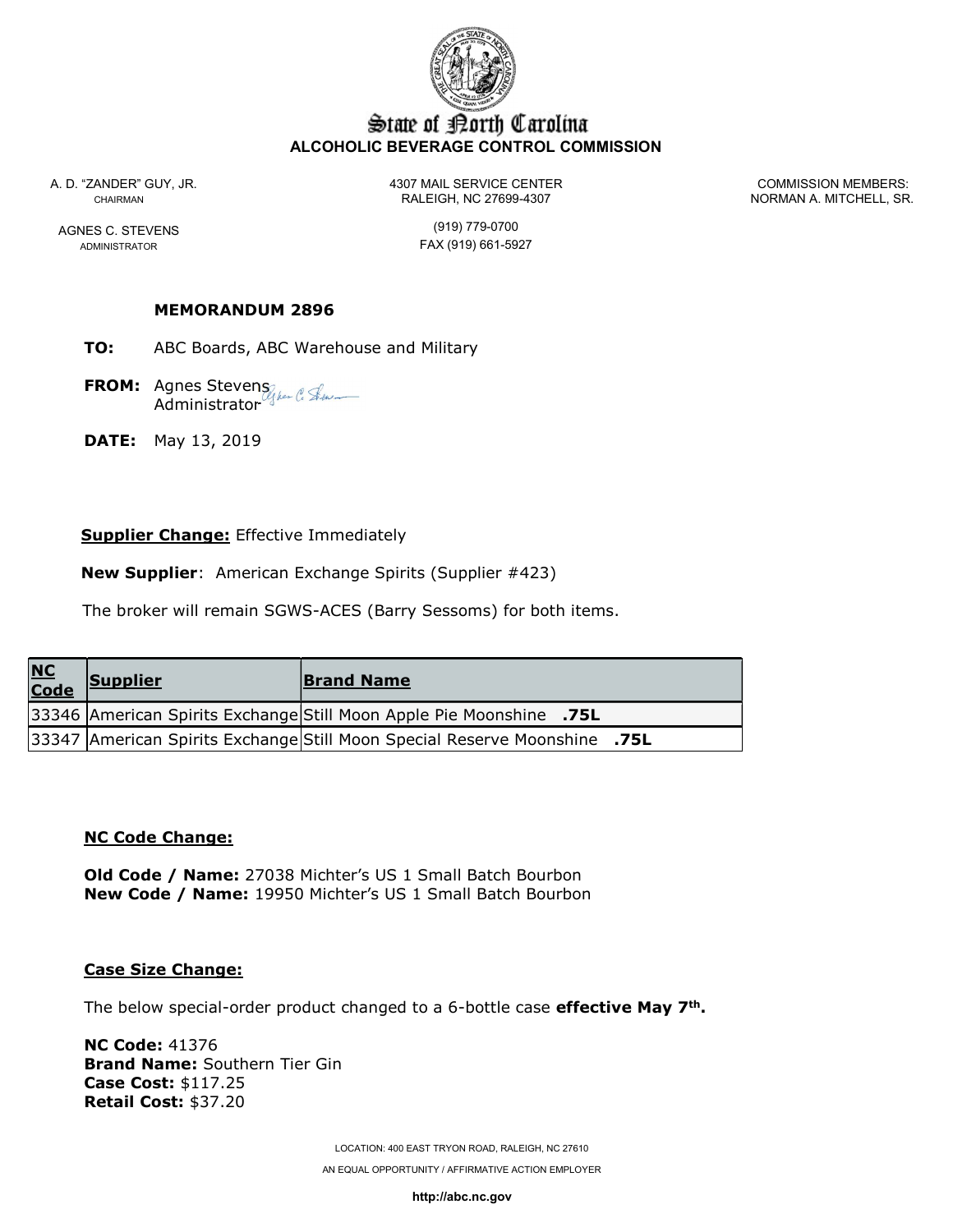# State of North Carolina

**ALCOHOLIC BEVERAGE CONTROL COMMISSION**

A. D. "ZANDER" GUY, JR.
CHAIRMAN

AGNES C. STEVENS
ADMINISTRATOR

4307 MAIL SERVICE CENTER
RALEIGH, NC 27699-4307

(919) 779-0700
FAX (919) 661-5927

COMMISSION MEMBERS:
NORMAN A. MITCHELL, SR.

**MEMORANDUM 2896**

**TO:** ABC Boards, ABC Warehouse and Military

**FROM:** Agnes Stevens
Administrator

**DATE:** May 13, 2019

**Supplier Change:** Effective Immediately

**New Supplier**: American Exchange Spirits (Supplier #423)

The broker will remain SGWS-ACES (Barry Sessoms) for both items.

| NC Code | Supplier | Brand Name |
|---|---|---|
| 33346 | American Spirits Exchange | Still Moon Apple Pie Moonshine **.75L** |
| 33347 | American Spirits Exchange | Still Moon Special Reserve Moonshine **.75L** |

**NC Code Change:**

**Old Code / Name:** 27038 Michter's US 1 Small Batch Bourbon
**New Code / Name:** 19950 Michter's US 1 Small Batch Bourbon

**Case Size Change:**

The below special-order product changed to a 6-bottle case **effective May 7th.**

**NC Code:** 41376
**Brand Name:** Southern Tier Gin
**Case Cost:** $117.25
**Retail Cost:** $37.20

LOCATION: 400 EAST TRYON ROAD, RALEIGH, NC 27610

AN EQUAL OPPORTUNITY / AFFIRMATIVE ACTION EMPLOYER

**http://abc.nc.gov**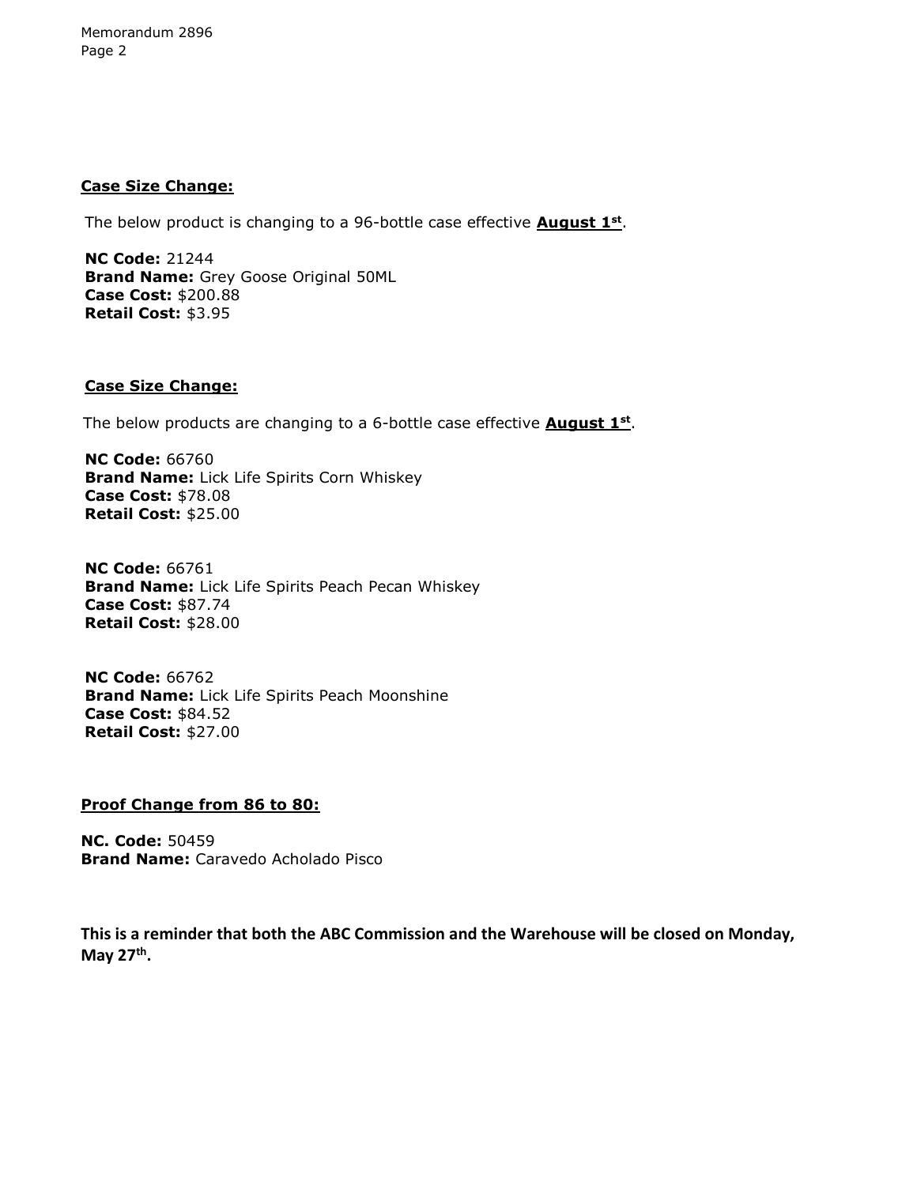## Case Size Change:

The below product is changing to a 96-bottle case effective **August 1st**.

**NC Code:** 21244
**Brand Name:** Grey Goose Original 50ML
**Case Cost:** $200.88
**Retail Cost:** $3.95

## Case Size Change:

The below products are changing to a 6-bottle case effective **August 1st**.

**NC Code:** 66760
**Brand Name:** Lick Life Spirits Corn Whiskey
**Case Cost:** $78.08
**Retail Cost:** $25.00

**NC Code:** 66761
**Brand Name:** Lick Life Spirits Peach Pecan Whiskey
**Case Cost:** $87.74
**Retail Cost:** $28.00

**NC Code:** 66762
**Brand Name:** Lick Life Spirits Peach Moonshine
**Case Cost:** $84.52
**Retail Cost:** $27.00

## Proof Change from 86 to 80:

**NC. Code:** 50459
**Brand Name:** Caravedo Acholado Pisco

**This is a reminder that both the ABC Commission and the Warehouse will be closed on Monday, May 27th.**